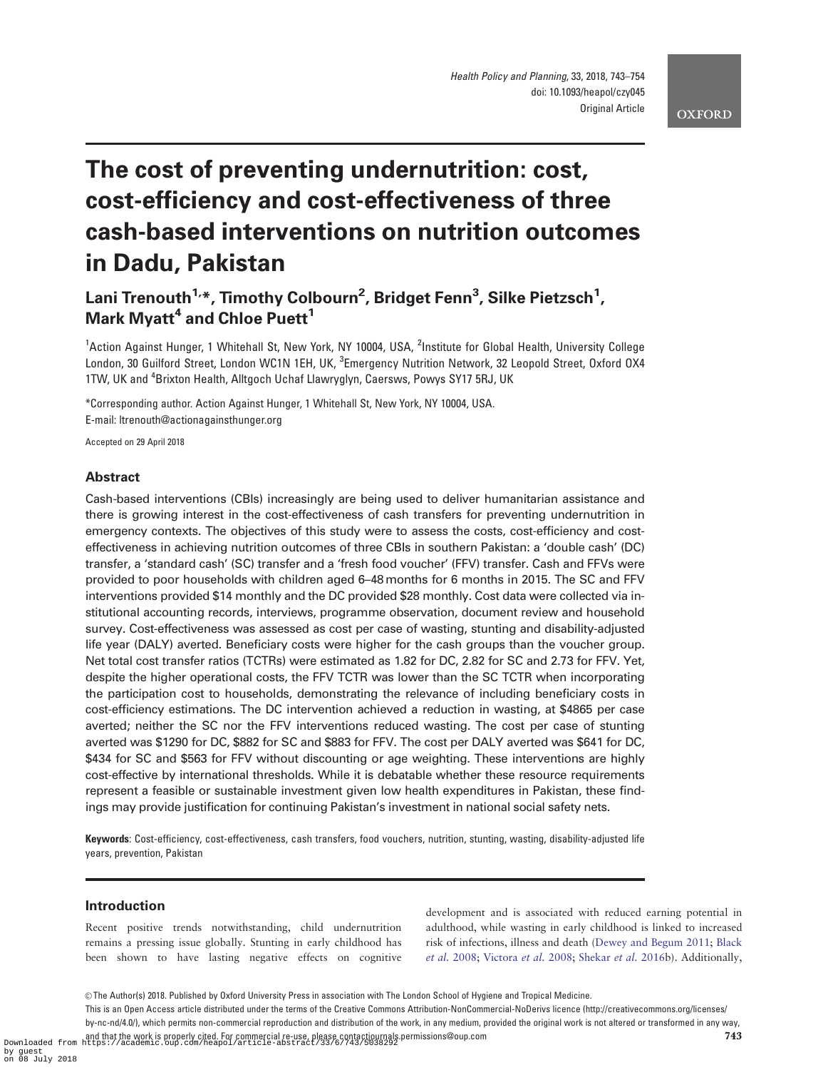# The cost of preventing undernutrition: cost, cost-efficiency and cost-effectiveness of three cash-based interventions on nutrition outcomes in Dadu, Pakistan

**Lani Trenouth[1,*], Timothy Colbourn[2], Bridget Fenn[3], Silke Pietzsch[1], Mark Myatt[4] and Chloe Puett[1]**

[1]Action Against Hunger, 1 Whitehall St, New York, NY 10004, USA, [2]Institute for Global Health, University College London, 30 Guilford Street, London WC1N 1EH, UK, [3]Emergency Nutrition Network, 32 Leopold Street, Oxford OX4 1TW, UK and [4]Brixton Health, Alltgoch Uchaf Llawryglyn, Caersws, Powys SY17 5RJ, UK

*Corresponding author. Action Against Hunger, 1 Whitehall St, New York, NY 10004, USA. E-mail: ltrenouth@actionagainsthunger.org

Accepted on 29 April 2018

## Abstract

Cash-based interventions (CBIs) increasingly are being used to deliver humanitarian assistance and there is growing interest in the cost-effectiveness of cash transfers for preventing undernutrition in emergency contexts. The objectives of this study were to assess the costs, cost-efficiency and cost-effectiveness in achieving nutrition outcomes of three CBIs in southern Pakistan: a 'double cash' (DC) transfer, a 'standard cash' (SC) transfer and a 'fresh food voucher' (FFV) transfer. Cash and FFVs were provided to poor households with children aged 6–48 months for 6 months in 2015. The SC and FFV interventions provided \$14 monthly and the DC provided \$28 monthly. Cost data were collected via institutional accounting records, interviews, programme observation, document review and household survey. Cost-effectiveness was assessed as cost per case of wasting, stunting and disability-adjusted life year (DALY) averted. Beneficiary costs were higher for the cash groups than the voucher group. Net total cost transfer ratios (TCTRs) were estimated as 1.82 for DC, 2.82 for SC and 2.73 for FFV. Yet, despite the higher operational costs, the FFV TCTR was lower than the SC TCTR when incorporating the participation cost to households, demonstrating the relevance of including beneficiary costs in cost-efficiency estimations. The DC intervention achieved a reduction in wasting, at \$4865 per case averted; neither the SC nor the FFV interventions reduced wasting. The cost per case of stunting averted was \$1290 for DC, \$882 for SC and \$883 for FFV. The cost per DALY averted was \$641 for DC, \$434 for SC and \$563 for FFV without discounting or age weighting. These interventions are highly cost-effective by international thresholds. While it is debatable whether these resource requirements represent a feasible or sustainable investment given low health expenditures in Pakistan, these findings may provide justification for continuing Pakistan's investment in national social safety nets.

**Keywords**: Cost-efficiency, cost-effectiveness, cash transfers, food vouchers, nutrition, stunting, wasting, disability-adjusted life years, prevention, Pakistan

## Introduction

Recent positive trends notwithstanding, child undernutrition remains a pressing issue globally. Stunting in early childhood has been shown to have lasting negative effects on cognitive development and is associated with reduced earning potential in adulthood, while wasting in early childhood is linked to increased risk of infections, illness and death (Dewey and Begum 2011; Black *et al.* 2008; Victora *et al.* 2008; Shekar *et al.* 2016b). Additionally,

© The Author(s) 2018. Published by Oxford University Press in association with The London School of Hygiene and Tropical Medicine.
This is an Open Access article distributed under the terms of the Creative Commons Attribution-NonCommercial-NoDerivs licence (http://creativecommons.org/licenses/by-nc-nd/4.0/), which permits non-commercial reproduction and distribution of the work, in any medium, provided the original work is not altered or transformed in any way, and that the work is properly cited. For commercial re-use, please contactjournals.permissions@oup.com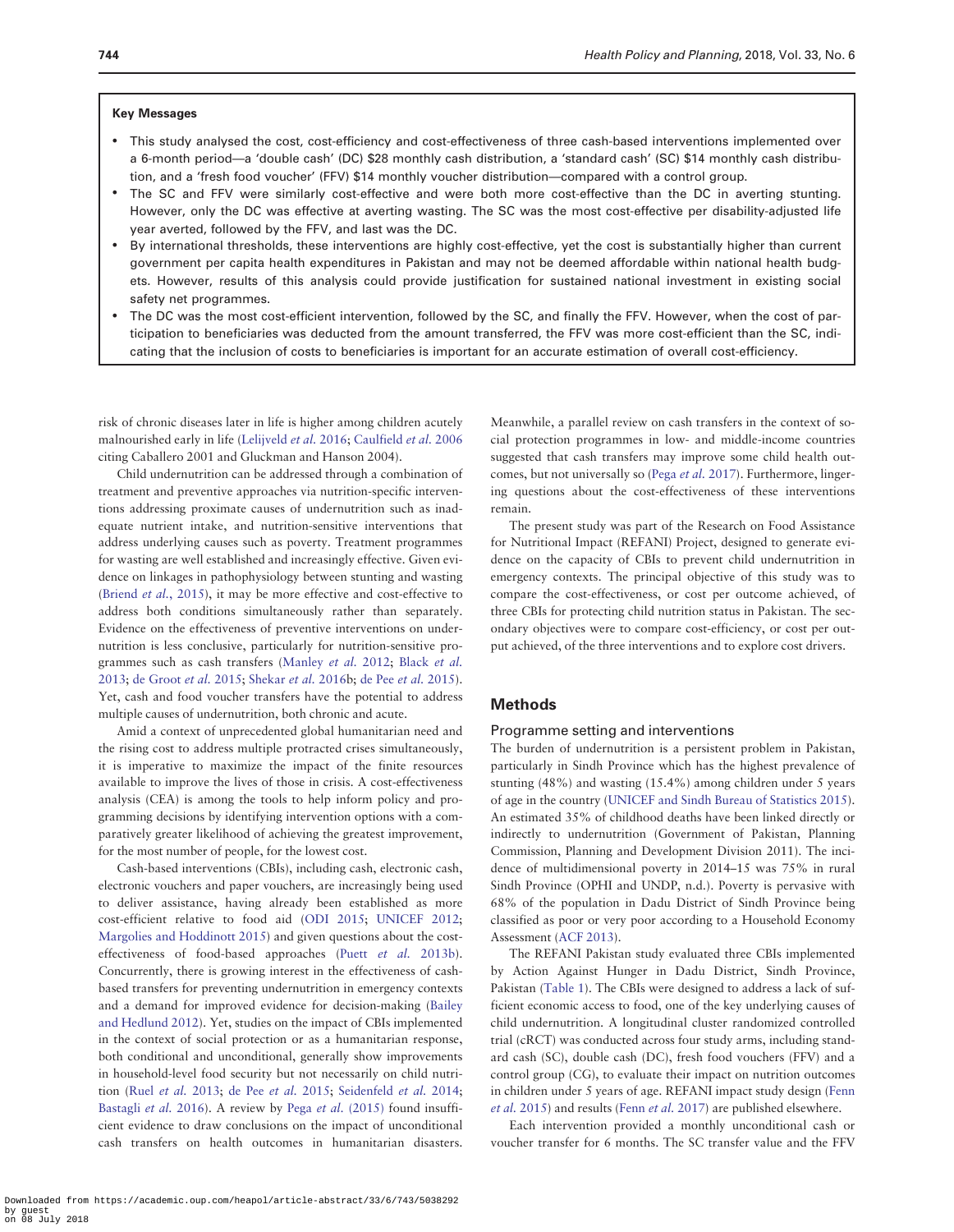**Key Messages**

- This study analysed the cost, cost-efficiency and cost-effectiveness of three cash-based interventions implemented over a 6-month period—a 'double cash' (DC) $28 monthly cash distribution, a 'standard cash' (SC) $14 monthly cash distribution, and a 'fresh food voucher' (FFV) $14 monthly voucher distribution—compared with a control group.
- The SC and FFV were similarly cost-effective and were both more cost-effective than the DC in averting stunting. However, only the DC was effective at averting wasting. The SC was the most cost-effective per disability-adjusted life year averted, followed by the FFV, and last was the DC.
- By international thresholds, these interventions are highly cost-effective, yet the cost is substantially higher than current government per capita health expenditures in Pakistan and may not be deemed affordable within national health budgets. However, results of this analysis could provide justification for sustained national investment in existing social safety net programmes.
- The DC was the most cost-efficient intervention, followed by the SC, and finally the FFV. However, when the cost of participation to beneficiaries was deducted from the amount transferred, the FFV was more cost-efficient than the SC, indicating that the inclusion of costs to beneficiaries is important for an accurate estimation of overall cost-efficiency.

risk of chronic diseases later in life is higher among children acutely malnourished early in life (Lelijveld *et al.* 2016; Caulfield *et al.* 2006 citing Caballero 2001 and Gluckman and Hanson 2004).

Child undernutrition can be addressed through a combination of treatment and preventive approaches via nutrition-specific interventions addressing proximate causes of undernutrition such as inadequate nutrient intake, and nutrition-sensitive interventions that address underlying causes such as poverty. Treatment programmes for wasting are well established and increasingly effective. Given evidence on linkages in pathophysiology between stunting and wasting (Briend *et al.*, 2015), it may be more effective and cost-effective to address both conditions simultaneously rather than separately. Evidence on the effectiveness of preventive interventions on undernutrition is less conclusive, particularly for nutrition-sensitive programmes such as cash transfers (Manley *et al.* 2012; Black *et al.* 2013; de Groot *et al.* 2015; Shekar *et al.* 2016b; de Pee *et al.* 2015). Yet, cash and food voucher transfers have the potential to address multiple causes of undernutrition, both chronic and acute.

Amid a context of unprecedented global humanitarian need and the rising cost to address multiple protracted crises simultaneously, it is imperative to maximize the impact of the finite resources available to improve the lives of those in crisis. A cost-effectiveness analysis (CEA) is among the tools to help inform policy and programming decisions by identifying intervention options with a comparatively greater likelihood of achieving the greatest improvement, for the most number of people, for the lowest cost.

Cash-based interventions (CBIs), including cash, electronic cash, electronic vouchers and paper vouchers, are increasingly being used to deliver assistance, having already been established as more cost-efficient relative to food aid (ODI 2015; UNICEF 2012; Margolies and Hoddinott 2015) and given questions about the cost-effectiveness of food-based approaches (Puett *et al.* 2013b). Concurrently, there is growing interest in the effectiveness of cash-based transfers for preventing undernutrition in emergency contexts and a demand for improved evidence for decision-making (Bailey and Hedlund 2012). Yet, studies on the impact of CBIs implemented in the context of social protection or as a humanitarian response, both conditional and unconditional, generally show improvements in household-level food security but not necessarily on child nutrition (Ruel *et al.* 2013; de Pee *et al.* 2015; Seidenfeld *et al.* 2014; Bastagli *et al.* 2016). A review by Pega *et al.* (2015) found insufficient evidence to draw conclusions on the impact of unconditional cash transfers on health outcomes in humanitarian disasters. Meanwhile, a parallel review on cash transfers in the context of social protection programmes in low- and middle-income countries suggested that cash transfers may improve some child health outcomes, but not universally so (Pega *et al.* 2017). Furthermore, lingering questions about the cost-effectiveness of these interventions remain.

The present study was part of the Research on Food Assistance for Nutritional Impact (REFANI) Project, designed to generate evidence on the capacity of CBIs to prevent child undernutrition in emergency contexts. The principal objective of this study was to compare the cost-effectiveness, or cost per outcome achieved, of three CBIs for protecting child nutrition status in Pakistan. The secondary objectives were to compare cost-efficiency, or cost per output achieved, of the three interventions and to explore cost drivers.

## Methods

### Programme setting and interventions

The burden of undernutrition is a persistent problem in Pakistan, particularly in Sindh Province which has the highest prevalence of stunting (48%) and wasting (15.4%) among children under 5 years of age in the country (UNICEF and Sindh Bureau of Statistics 2015). An estimated 35% of childhood deaths have been linked directly or indirectly to undernutrition (Government of Pakistan, Planning Commission, Planning and Development Division 2011). The incidence of multidimensional poverty in 2014–15 was 75% in rural Sindh Province (OPHI and UNDP, n.d.). Poverty is pervasive with 68% of the population in Dadu District of Sindh Province being classified as poor or very poor according to a Household Economy Assessment (ACF 2013).

The REFANI Pakistan study evaluated three CBIs implemented by Action Against Hunger in Dadu District, Sindh Province, Pakistan (Table 1). The CBIs were designed to address a lack of sufficient economic access to food, one of the key underlying causes of child undernutrition. A longitudinal cluster randomized controlled trial (cRCT) was conducted across four study arms, including standard cash (SC), double cash (DC), fresh food vouchers (FFV) and a control group (CG), to evaluate their impact on nutrition outcomes in children under 5 years of age. REFANI impact study design (Fenn *et al.* 2015) and results (Fenn *et al.* 2017) are published elsewhere.

Each intervention provided a monthly unconditional cash or voucher transfer for 6 months. The SC transfer value and the FFV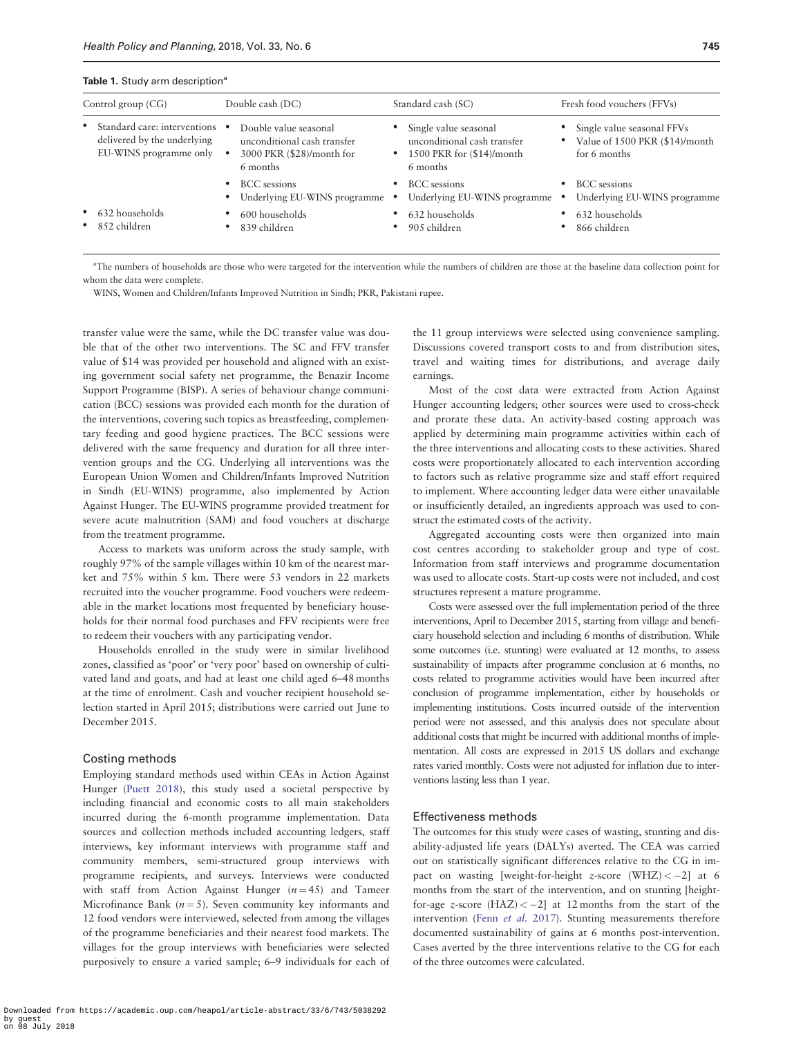**Table 1.** Study arm description[a]

| Control group (CG) | Double cash (DC) | Standard cash (SC) | Fresh food vouchers (FFVs) |
|---|---|---|---|
| • Standard care: interventions delivered by the underlying EU-WINS programme only | • Double value seasonal unconditional cash transfer<br>• 3000 PKR ($28)/month for 6 months | • Single value seasonal unconditional cash transfer<br>• 1500 PKR for ($14)/month 6 months | • Single value seasonal FFVs<br>• Value of 1500 PKR ($14)/month for 6 months |
| | • BCC sessions<br>• Underlying EU-WINS programme | • BCC sessions<br>• Underlying EU-WINS programme | • BCC sessions<br>• Underlying EU-WINS programme |
| • 632 households<br>• 852 children | • 600 households<br>• 839 children | • 632 households<br>• 905 children | • 632 households<br>• 866 children |

[a]The numbers of households are those who were targeted for the intervention while the numbers of children are those at the baseline data collection point for whom the data were complete.

WINS, Women and Children/Infants Improved Nutrition in Sindh; PKR, Pakistani rupee.

transfer value were the same, while the DC transfer value was double that of the other two interventions. The SC and FFV transfer value of $14 was provided per household and aligned with an existing government social safety net programme, the Benazir Income Support Programme (BISP). A series of behaviour change communication (BCC) sessions was provided each month for the duration of the interventions, covering such topics as breastfeeding, complementary feeding and good hygiene practices. The BCC sessions were delivered with the same frequency and duration for all three intervention groups and the CG. Underlying all interventions was the European Union Women and Children/Infants Improved Nutrition in Sindh (EU-WINS) programme, also implemented by Action Against Hunger. The EU-WINS programme provided treatment for severe acute malnutrition (SAM) and food vouchers at discharge from the treatment programme.

Access to markets was uniform across the study sample, with roughly 97% of the sample villages within 10 km of the nearest market and 75% within 5 km. There were 53 vendors in 22 markets recruited into the voucher programme. Food vouchers were redeemable in the market locations most frequented by beneficiary households for their normal food purchases and FFV recipients were free to redeem their vouchers with any participating vendor.

Households enrolled in the study were in similar livelihood zones, classified as 'poor' or 'very poor' based on ownership of cultivated land and goats, and had at least one child aged 6–48 months at the time of enrolment. Cash and voucher recipient household selection started in April 2015; distributions were carried out June to December 2015.

## Costing methods

Employing standard methods used within CEAs in Action Against Hunger (Puett 2018), this study used a societal perspective by including financial and economic costs to all main stakeholders incurred during the 6-month programme implementation. Data sources and collection methods included accounting ledgers, staff interviews, key informant interviews with programme staff and community members, semi-structured group interviews with programme recipients, and surveys. Interviews were conducted with staff from Action Against Hunger ($n = 45$) and Tameer Microfinance Bank ($n = 5$). Seven community key informants and 12 food vendors were interviewed, selected from among the villages of the programme beneficiaries and their nearest food markets. The villages for the group interviews with beneficiaries were selected purposively to ensure a varied sample; 6–9 individuals for each of the 11 group interviews were selected using convenience sampling. Discussions covered transport costs to and from distribution sites, travel and waiting times for distributions, and average daily earnings.

Most of the cost data were extracted from Action Against Hunger accounting ledgers; other sources were used to cross-check and prorate these data. An activity-based costing approach was applied by determining main programme activities within each of the three interventions and allocating costs to these activities. Shared costs were proportionately allocated to each intervention according to factors such as relative programme size and staff effort required to implement. Where accounting ledger data were either unavailable or insufficiently detailed, an ingredients approach was used to construct the estimated costs of the activity.

Aggregated accounting costs were then organized into main cost centres according to stakeholder group and type of cost. Information from staff interviews and programme documentation was used to allocate costs. Start-up costs were not included, and cost structures represent a mature programme.

Costs were assessed over the full implementation period of the three interventions, April to December 2015, starting from village and beneficiary household selection and including 6 months of distribution. While some outcomes (i.e. stunting) were evaluated at 12 months, to assess sustainability of impacts after programme conclusion at 6 months, no costs related to programme activities would have been incurred after conclusion of programme implementation, either by households or implementing institutions. Costs incurred outside of the intervention period were not assessed, and this analysis does not speculate about additional costs that might be incurred with additional months of implementation. All costs are expressed in 2015 US dollars and exchange rates varied monthly. Costs were not adjusted for inflation due to interventions lasting less than 1 year.

## Effectiveness methods

The outcomes for this study were cases of wasting, stunting and disability-adjusted life years (DALYs) averted. The CEA was carried out on statistically significant differences relative to the CG in impact on wasting [weight-for-height *z*-score (WHZ) $< -2$] at 6 months from the start of the intervention, and on stunting [height-for-age *z*-score (HAZ) $< -2$] at 12 months from the start of the intervention (Fenn *et al.* 2017). Stunting measurements therefore documented sustainability of gains at 6 months post-intervention. Cases averted by the three interventions relative to the CG for each of the three outcomes were calculated.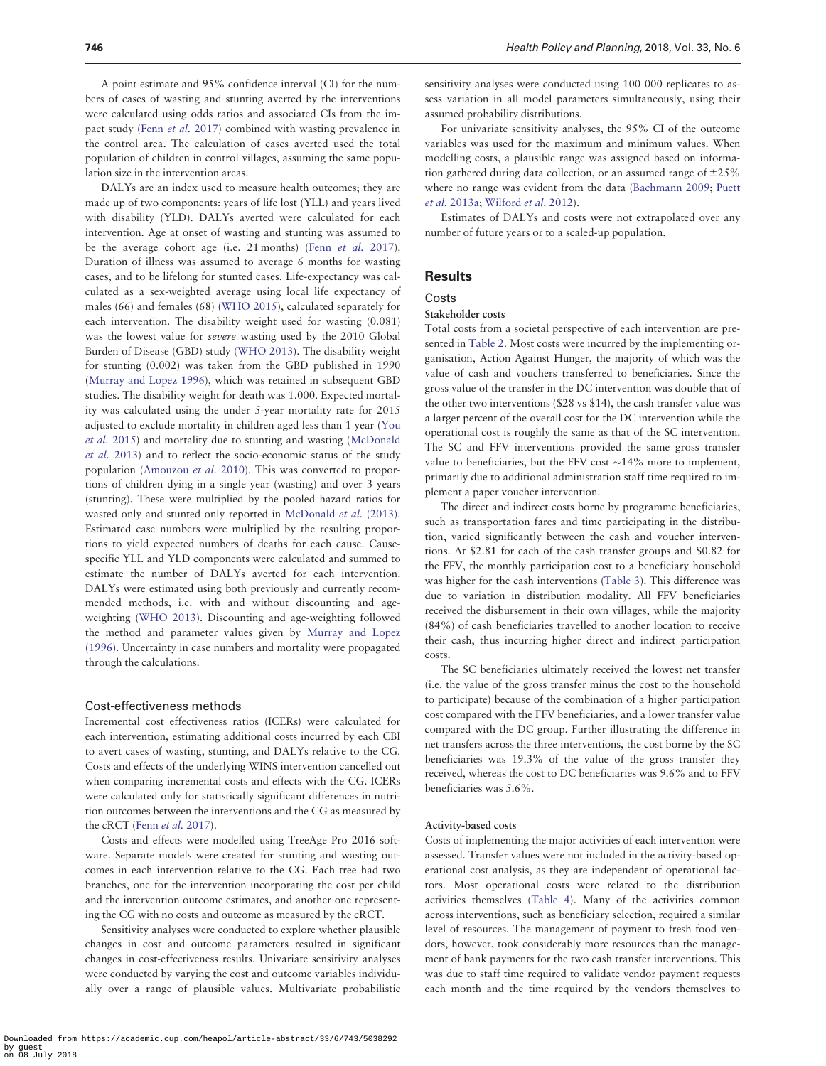A point estimate and 95% confidence interval (CI) for the numbers of cases of wasting and stunting averted by the interventions were calculated using odds ratios and associated CIs from the impact study (Fenn *et al.* 2017) combined with wasting prevalence in the control area. The calculation of cases averted used the total population of children in control villages, assuming the same population size in the intervention areas.

DALYs are an index used to measure health outcomes; they are made up of two components: years of life lost (YLL) and years lived with disability (YLD). DALYs averted were calculated for each intervention. Age at onset of wasting and stunting was assumed to be the average cohort age (i.e. 21 months) (Fenn *et al.* 2017). Duration of illness was assumed to average 6 months for wasting cases, and to be lifelong for stunted cases. Life-expectancy was calculated as a sex-weighted average using local life expectancy of males (66) and females (68) (WHO 2015), calculated separately for each intervention. The disability weight used for wasting (0.081) was the lowest value for *severe* wasting used by the 2010 Global Burden of Disease (GBD) study (WHO 2013). The disability weight for stunting (0.002) was taken from the GBD published in 1990 (Murray and Lopez 1996), which was retained in subsequent GBD studies. The disability weight for death was 1.000. Expected mortality was calculated using the under 5-year mortality rate for 2015 adjusted to exclude mortality in children aged less than 1 year (You *et al.* 2015) and mortality due to stunting and wasting (McDonald *et al.* 2013) and to reflect the socio-economic status of the study population (Amouzou *et al.* 2010). This was converted to proportions of children dying in a single year (wasting) and over 3 years (stunting). These were multiplied by the pooled hazard ratios for wasted only and stunted only reported in McDonald *et al.* (2013). Estimated case numbers were multiplied by the resulting proportions to yield expected numbers of deaths for each cause. Cause-specific YLL and YLD components were calculated and summed to estimate the number of DALYs averted for each intervention. DALYs were estimated using both previously and currently recommended methods, i.e. with and without discounting and age-weighting (WHO 2013). Discounting and age-weighting followed the method and parameter values given by Murray and Lopez (1996). Uncertainty in case numbers and mortality were propagated through the calculations.

### Cost-effectiveness methods

Incremental cost effectiveness ratios (ICERs) were calculated for each intervention, estimating additional costs incurred by each CBI to avert cases of wasting, stunting, and DALYs relative to the CG. Costs and effects of the underlying WINS intervention cancelled out when comparing incremental costs and effects with the CG. ICERs were calculated only for statistically significant differences in nutrition outcomes between the interventions and the CG as measured by the cRCT (Fenn *et al.* 2017).

Costs and effects were modelled using TreeAge Pro 2016 software. Separate models were created for stunting and wasting outcomes in each intervention relative to the CG. Each tree had two branches, one for the intervention incorporating the cost per child and the intervention outcome estimates, and another one representing the CG with no costs and outcome as measured by the cRCT.

Sensitivity analyses were conducted to explore whether plausible changes in cost and outcome parameters resulted in significant changes in cost-effectiveness results. Univariate sensitivity analyses were conducted by varying the cost and outcome variables individually over a range of plausible values. Multivariate probabilistic sensitivity analyses were conducted using 100 000 replicates to assess variation in all model parameters simultaneously, using their assumed probability distributions.

For univariate sensitivity analyses, the 95% CI of the outcome variables was used for the maximum and minimum values. When modelling costs, a plausible range was assigned based on information gathered during data collection, or an assumed range of ±25% where no range was evident from the data (Bachmann 2009; Puett *et al.* 2013a; Wilford *et al.* 2012).

Estimates of DALYs and costs were not extrapolated over any number of future years or to a scaled-up population.

## Results

### Costs

#### Stakeholder costs

Total costs from a societal perspective of each intervention are presented in Table 2. Most costs were incurred by the implementing organisation, Action Against Hunger, the majority of which was the value of cash and vouchers transferred to beneficiaries. Since the gross value of the transfer in the DC intervention was double that of the other two interventions ($28 vs $14), the cash transfer value was a larger percent of the overall cost for the DC intervention while the operational cost is roughly the same as that of the SC intervention. The SC and FFV interventions provided the same gross transfer value to beneficiaries, but the FFV cost ~14% more to implement, primarily due to additional administration staff time required to implement a paper voucher intervention.

The direct and indirect costs borne by programme beneficiaries, such as transportation fares and time participating in the distribution, varied significantly between the cash and voucher interventions. At $2.81 for each of the cash transfer groups and $0.82 for the FFV, the monthly participation cost to a beneficiary household was higher for the cash interventions (Table 3). This difference was due to variation in distribution modality. All FFV beneficiaries received the disbursement in their own villages, while the majority (84%) of cash beneficiaries travelled to another location to receive their cash, thus incurring higher direct and indirect participation costs.

The SC beneficiaries ultimately received the lowest net transfer (i.e. the value of the gross transfer minus the cost to the household to participate) because of the combination of a higher participation cost compared with the FFV beneficiaries, and a lower transfer value compared with the DC group. Further illustrating the difference in net transfers across the three interventions, the cost borne by the SC beneficiaries was 19.3% of the value of the gross transfer they received, whereas the cost to DC beneficiaries was 9.6% and to FFV beneficiaries was 5.6%.

#### Activity-based costs

Costs of implementing the major activities of each intervention were assessed. Transfer values were not included in the activity-based operational cost analysis, as they are independent of operational factors. Most operational costs were related to the distribution activities themselves (Table 4). Many of the activities common across interventions, such as beneficiary selection, required a similar level of resources. The management of payment to fresh food vendors, however, took considerably more resources than the management of bank payments for the two cash transfer interventions. This was due to staff time required to validate vendor payment requests each month and the time required by the vendors themselves to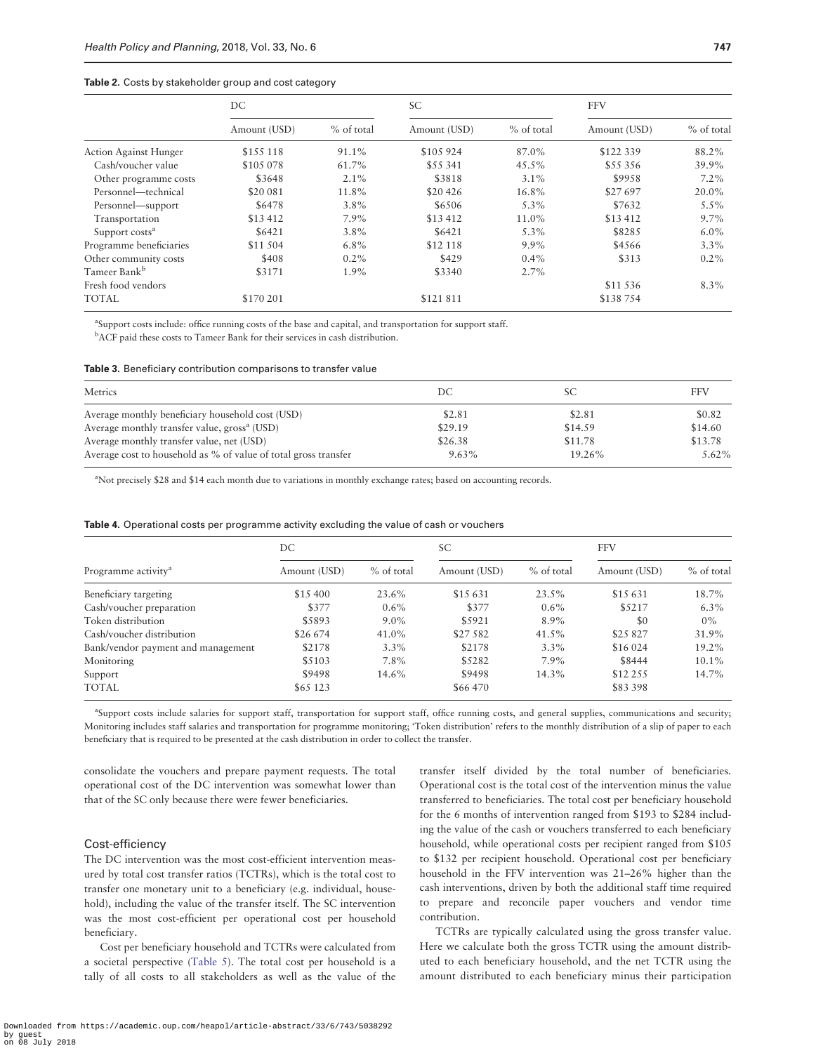**Table 2.** Costs by stakeholder group and cost category

| | DC | | SC | | FFV | |
|---|---|---|---|---|---|---|
| | Amount (USD) | % of total | Amount (USD) | % of total | Amount (USD) | % of total |
| Action Against Hunger | $155 118 | 91.1% | $105 924 | 87.0% | $122 339 | 88.2% |
| Cash/voucher value | $105 078 | 61.7% | $55 341 | 45.5% | $55 356 | 39.9% |
| Other programme costs | $3648 | 2.1% | $3818 | 3.1% | $9958 | 7.2% |
| Personnel—technical | $20 081 | 11.8% | $20 426 | 16.8% | $27 697 | 20.0% |
| Personnel—support | $6478 | 3.8% | $6506 | 5.3% | $7632 | 5.5% |
| Transportation | $13 412 | 7.9% | $13 412 | 11.0% | $13 412 | 9.7% |
| Support costs[a] | $6421 | 3.8% | $6421 | 5.3% | $8285 | 6.0% |
| Programme beneficiaries | $11 504 | 6.8% | $12 118 | 9.9% | $4566 | 3.3% |
| Other community costs | $408 | 0.2% | $429 | 0.4% | $313 | 0.2% |
| Tameer Bank[b] | $3171 | 1.9% | $3340 | 2.7% | | |
| Fresh food vendors | | | | | $11 536 | 8.3% |
| TOTAL | $170 201 | | $121 811 | | $138 754 | |

[a]Support costs include: office running costs of the base and capital, and transportation for support staff.
[b]ACF paid these costs to Tameer Bank for their services in cash distribution.

**Table 3.** Beneficiary contribution comparisons to transfer value

| Metrics | DC | SC | FFV |
|---|---|---|---|
| Average monthly beneficiary household cost (USD) | $2.81 | $2.81 | $0.82 |
| Average monthly transfer value, gross[a] (USD) | $29.19 | $14.59 | $14.60 |
| Average monthly transfer value, net (USD) | $26.38 | $11.78 | $13.78 |
| Average cost to household as % of value of total gross transfer | 9.63% | 19.26% | 5.62% |

[a]Not precisely $28 and $14 each month due to variations in monthly exchange rates; based on accounting records.

**Table 4.** Operational costs per programme activity excluding the value of cash or vouchers

| | DC | | SC | | FFV | |
|---|---|---|---|---|---|---|
| Programme activity[a] | Amount (USD) | % of total | Amount (USD) | % of total | Amount (USD) | % of total |
| Beneficiary targeting | $15 400 | 23.6% | $15 631 | 23.5% | $15 631 | 18.7% |
| Cash/voucher preparation | $377 | 0.6% | $377 | 0.6% | $5217 | 6.3% |
| Token distribution | $5893 | 9.0% | $5921 | 8.9% | $0 | 0% |
| Cash/voucher distribution | $26 674 | 41.0% | $27 582 | 41.5% | $25 827 | 31.9% |
| Bank/vendor payment and management | $2178 | 3.3% | $2178 | 3.3% | $16 024 | 19.2% |
| Monitoring | $5103 | 7.8% | $5282 | 7.9% | $8444 | 10.1% |
| Support | $9498 | 14.6% | $9498 | 14.3% | $12 255 | 14.7% |
| TOTAL | $65 123 | | $66 470 | | $83 398 | |

[a]Support costs include salaries for support staff, transportation for support staff, office running costs, and general supplies, communications and security; Monitoring includes staff salaries and transportation for programme monitoring; 'Token distribution' refers to the monthly distribution of a slip of paper to each beneficiary that is required to be presented at the cash distribution in order to collect the transfer.

consolidate the vouchers and prepare payment requests. The total operational cost of the DC intervention was somewhat lower than that of the SC only because there were fewer beneficiaries.

## Cost-efficiency

The DC intervention was the most cost-efficient intervention measured by total cost transfer ratios (TCTRs), which is the total cost to transfer one monetary unit to a beneficiary (e.g. individual, household), including the value of the transfer itself. The SC intervention was the most cost-efficient per operational cost per household beneficiary.

Cost per beneficiary household and TCTRs were calculated from a societal perspective (Table 5). The total cost per household is a tally of all costs to all stakeholders as well as the value of the transfer itself divided by the total number of beneficiaries. Operational cost is the total cost of the intervention minus the value transferred to beneficiaries. The total cost per beneficiary household for the 6 months of intervention ranged from $193 to $284 including the value of the cash or vouchers transferred to each beneficiary household, while operational costs per recipient ranged from $105 to $132 per recipient household. Operational cost per beneficiary household in the FFV intervention was 21–26% higher than the cash interventions, driven by both the additional staff time required to prepare and reconcile paper vouchers and vendor time contribution.

TCTRs are typically calculated using the gross transfer value. Here we calculate both the gross TCTR using the amount distributed to each beneficiary household, and the net TCTR using the amount distributed to each beneficiary minus their participation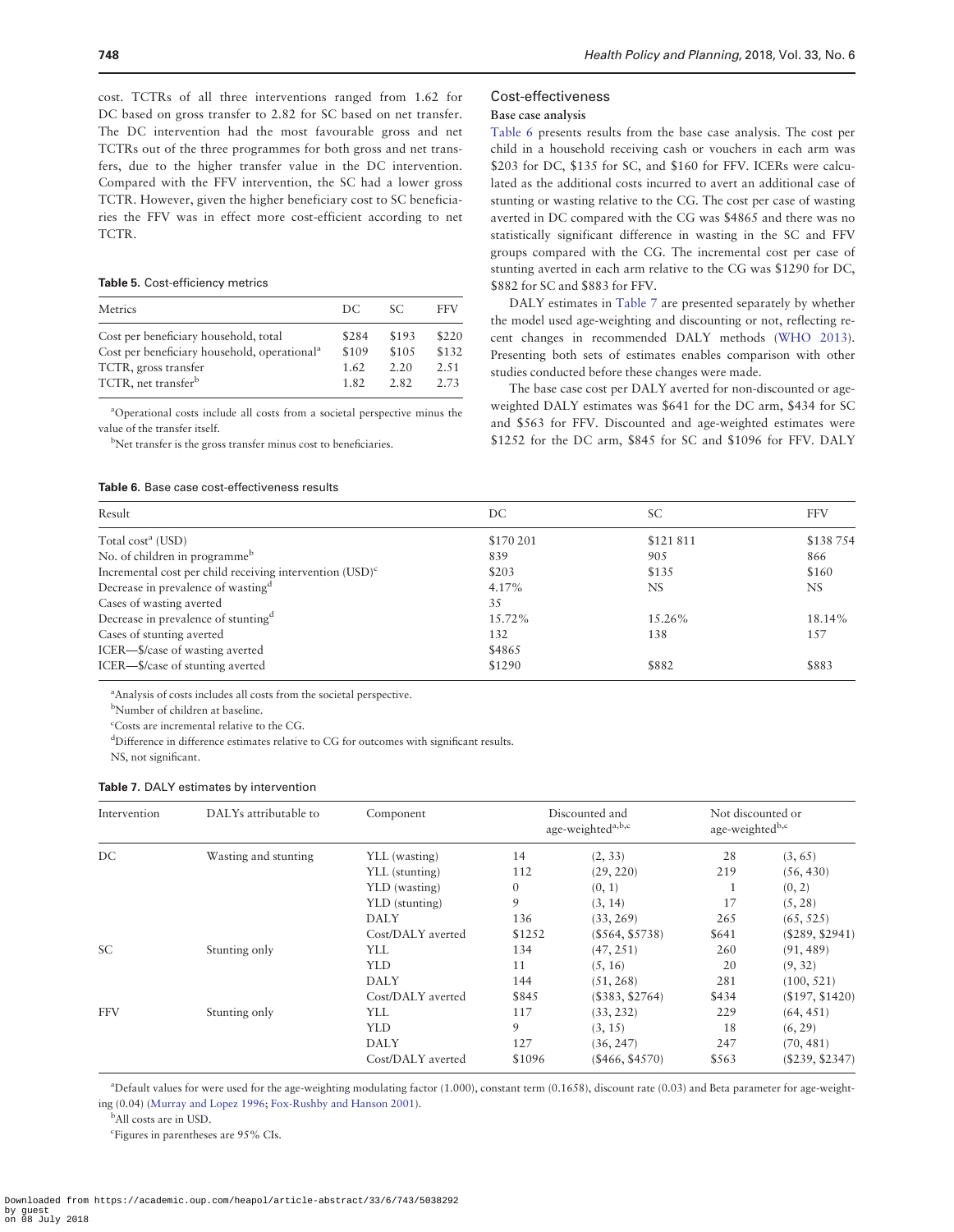cost. TCTRs of all three interventions ranged from 1.62 for DC based on gross transfer to 2.82 for SC based on net transfer. The DC intervention had the most favourable gross and net TCTRs out of the three programmes for both gross and net transfers, due to the higher transfer value in the DC intervention. Compared with the FFV intervention, the SC had a lower gross TCTR. However, given the higher beneficiary cost to SC beneficiaries the FFV was in effect more cost-efficient according to net TCTR.

**Table 5.** Cost-efficiency metrics

| Metrics | DC | SC | FFV |
|---|---|---|---|
| Cost per beneficiary household, total | $284 | $193 | $220 |
| Cost per beneficiary household, operational[a] | $109 | $105 | $132 |
| TCTR, gross transfer | 1.62 | 2.20 | 2.51 |
| TCTR, net transfer[b] | 1.82 | 2.82 | 2.73 |

[a]Operational costs include all costs from a societal perspective minus the value of the transfer itself.

[b]Net transfer is the gross transfer minus cost to beneficiaries.

## Cost-effectiveness

### Base case analysis

Table 6 presents results from the base case analysis. The cost per child in a household receiving cash or vouchers in each arm was $203 for DC, $135 for SC, and $160 for FFV. ICERs were calculated as the additional costs incurred to avert an additional case of stunting or wasting relative to the CG. The cost per case of wasting averted in DC compared with the CG was $4865 and there was no statistically significant difference in wasting in the SC and FFV groups compared with the CG. The incremental cost per case of stunting averted in each arm relative to the CG was $1290 for DC, $882 for SC and $883 for FFV.

DALY estimates in Table 7 are presented separately by whether the model used age-weighting and discounting or not, reflecting recent changes in recommended DALY methods (WHO 2013). Presenting both sets of estimates enables comparison with other studies conducted before these changes were made.

The base case cost per DALY averted for non-discounted or age-weighted DALY estimates was $641 for the DC arm, $434 for SC and $563 for FFV. Discounted and age-weighted estimates were $1252 for the DC arm, $845 for SC and $1096 for FFV. DALY

**Table 6.** Base case cost-effectiveness results

| Result | DC | SC | FFV |
|---|---|---|---|
| Total cost[a] (USD) | $170 201 | $121 811 | $138 754 |
| No. of children in programme[b] | 839 | 905 | 866 |
| Incremental cost per child receiving intervention (USD)[c] | $203 | $135 | $160 |
| Decrease in prevalence of wasting[d] | 4.17% | NS | NS |
| Cases of wasting averted | 35 | | |
| Decrease in prevalence of stunting[d] | 15.72% | 15.26% | 18.14% |
| Cases of stunting averted | 132 | 138 | 157 |
| ICER—$/case of wasting averted | $4865 | | |
| ICER—$/case of stunting averted | $1290 | $882 | $883 |

[a]Analysis of costs includes all costs from the societal perspective.

[b]Number of children at baseline.

[c]Costs are incremental relative to the CG.

[d]Difference in difference estimates relative to CG for outcomes with significant results.

NS, not significant.

**Table 7.** DALY estimates by intervention

| Intervention | DALYs attributable to | Component | Discounted and age-weighted[a,b,c] | | Not discounted or age-weighted[b,c] | |
|---|---|---|---|---|---|---|
| DC | Wasting and stunting | YLL (wasting) | 14 | (2, 33) | 28 | (3, 65) |
| | | YLL (stunting) | 112 | (29, 220) | 219 | (56, 430) |
| | | YLD (wasting) | 0 | (0, 1) | 1 | (0, 2) |
| | | YLD (stunting) | 9 | (3, 14) | 17 | (5, 28) |
| | | DALY | 136 | (33, 269) | 265 | (65, 525) |
| | | Cost/DALY averted | $1252 | ($564, $5738) | $641 | ($289, $2941) |
| SC | Stunting only | YLL | 134 | (47, 251) | 260 | (91, 489) |
| | | YLD | 11 | (5, 16) | 20 | (9, 32) |
| | | DALY | 144 | (51, 268) | 281 | (100, 521) |
| | | Cost/DALY averted | $845 | ($383, $2764) | $434 | ($197, $1420) |
| FFV | Stunting only | YLL | 117 | (33, 232) | 229 | (64, 451) |
| | | YLD | 9 | (3, 15) | 18 | (6, 29) |
| | | DALY | 127 | (36, 247) | 247 | (70, 481) |
| | | Cost/DALY averted | $1096 | ($466, $4570) | $563 | ($239, $2347) |

[a]Default values for were used for the age-weighting modulating factor (1.000), constant term (0.1658), discount rate (0.03) and Beta parameter for age-weighting (0.04) (Murray and Lopez 1996; Fox-Rushby and Hanson 2001).

[b]All costs are in USD.

[c]Figures in parentheses are 95% CIs.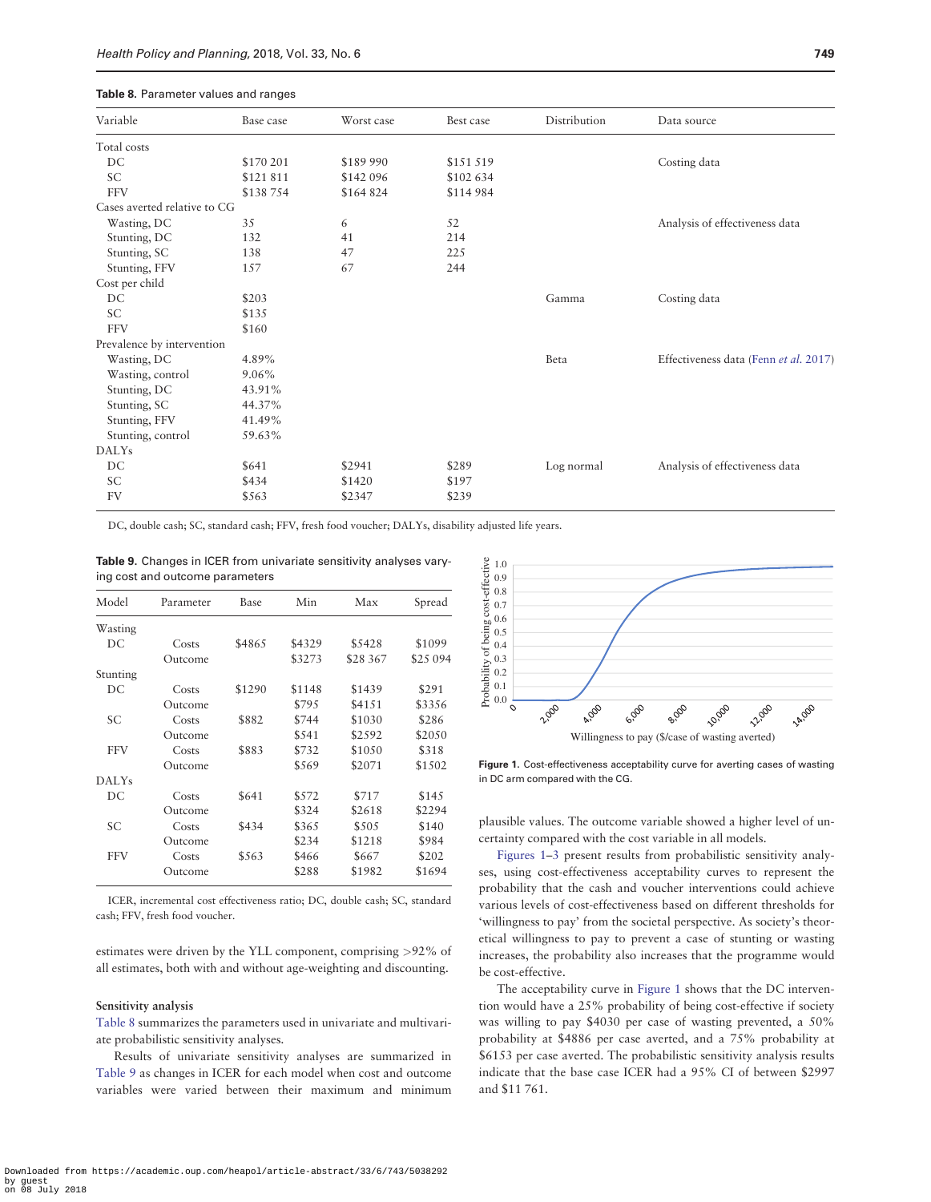**Table 8.** Parameter values and ranges

| Variable | Base case | Worst case | Best case | Distribution | Data source |
|---|---|---|---|---|---|
| Total costs | | | | | |
| DC | $170 201 | $189 990 | $151 519 | | Costing data |
| SC | $121 811 | $142 096 | $102 634 | | |
| FFV | $138 754 | $164 824 | $114 984 | | |
| Cases averted relative to CG | | | | | |
| Wasting, DC | 35 | 6 | 52 | | Analysis of effectiveness data |
| Stunting, DC | 132 | 41 | 214 | | |
| Stunting, SC | 138 | 47 | 225 | | |
| Stunting, FFV | 157 | 67 | 244 | | |
| Cost per child | | | | | |
| DC | $203 | | | Gamma | Costing data |
| SC | $135 | | | | |
| FFV | $160 | | | | |
| Prevalence by intervention | | | | | |
| Wasting, DC | 4.89% | | | Beta | Effectiveness data (Fenn *et al.* 2017) |
| Wasting, control | 9.06% | | | | |
| Stunting, DC | 43.91% | | | | |
| Stunting, SC | 44.37% | | | | |
| Stunting, FFV | 41.49% | | | | |
| Stunting, control | 59.63% | | | | |
| DALYs | | | | | |
| DC | $641 | $2941 | $289 | Log normal | Analysis of effectiveness data |
| SC | $434 | $1420 | $197 | | |
| FV | $563 | $2347 | $239 | | |

DC, double cash; SC, standard cash; FFV, fresh food voucher; DALYs, disability adjusted life years.

**Table 9.** Changes in ICER from univariate sensitivity analyses varying cost and outcome parameters

| Model | Parameter | Base | Min | Max | Spread |
|---|---|---|---|---|---|
| Wasting | | | | | |
| DC | Costs | $4865 | $4329 | $5428 | $1099 |
| | Outcome | | $3273 | $28 367 | $25 094 |
| Stunting | | | | | |
| DC | Costs | $1290 | $1148 | $1439 | $291 |
| | Outcome | | $795 | $4151 | $3356 |
| SC | Costs | $882 | $744 | $1030 | $286 |
| | Outcome | | $541 | $2592 | $2050 |
| FFV | Costs | $883 | $732 | $1050 | $318 |
| | Outcome | | $569 | $2071 | $1502 |
| DALYs | | | | | |
| DC | Costs | $641 | $572 | $717 | $145 |
| | Outcome | | $324 | $2618 | $2294 |
| SC | Costs | $434 | $365 | $505 | $140 |
| | Outcome | | $234 | $1218 | $984 |
| FFV | Costs | $563 | $466 | $667 | $202 |
| | Outcome | | $288 | $1982 | $1694 |

ICER, incremental cost effectiveness ratio; DC, double cash; SC, standard cash; FFV, fresh food voucher.

estimates were driven by the YLL component, comprising >92% of all estimates, both with and without age-weighting and discounting.

### Sensitivity analysis

Table 8 summarizes the parameters used in univariate and multivariate probabilistic sensitivity analyses.

Results of univariate sensitivity analyses are summarized in Table 9 as changes in ICER for each model when cost and outcome variables were varied between their maximum and minimum plausible values. The outcome variable showed a higher level of uncertainty compared with the cost variable in all models.

Probability of being cost-effective
1.0
0.9
0.8
0.7
0.6
0.5
0.4
0.3
0.2
0.1
0.0
0
2,000
4,000
6,000
8,000
10,000
12,000
14,000
Willingness to pay ($/case of wasting averted)

**Figure 1.** Cost-effectiveness acceptability curve for averting cases of wasting in DC arm compared with the CG.

Figures 1–3 present results from probabilistic sensitivity analyses, using cost-effectiveness acceptability curves to represent the probability that the cash and voucher interventions could achieve various levels of cost-effectiveness based on different thresholds for 'willingness to pay' from the societal perspective. As society's theoretical willingness to pay to prevent a case of stunting or wasting increases, the probability also increases that the programme would be cost-effective.

The acceptability curve in Figure 1 shows that the DC intervention would have a 25% probability of being cost-effective if society was willing to pay $4030 per case of wasting prevented, a 50% probability at $4886 per case averted, and a 75% probability at $6153 per case averted. The probabilistic sensitivity analysis results indicate that the base case ICER had a 95% CI of between $2997 and $11 761.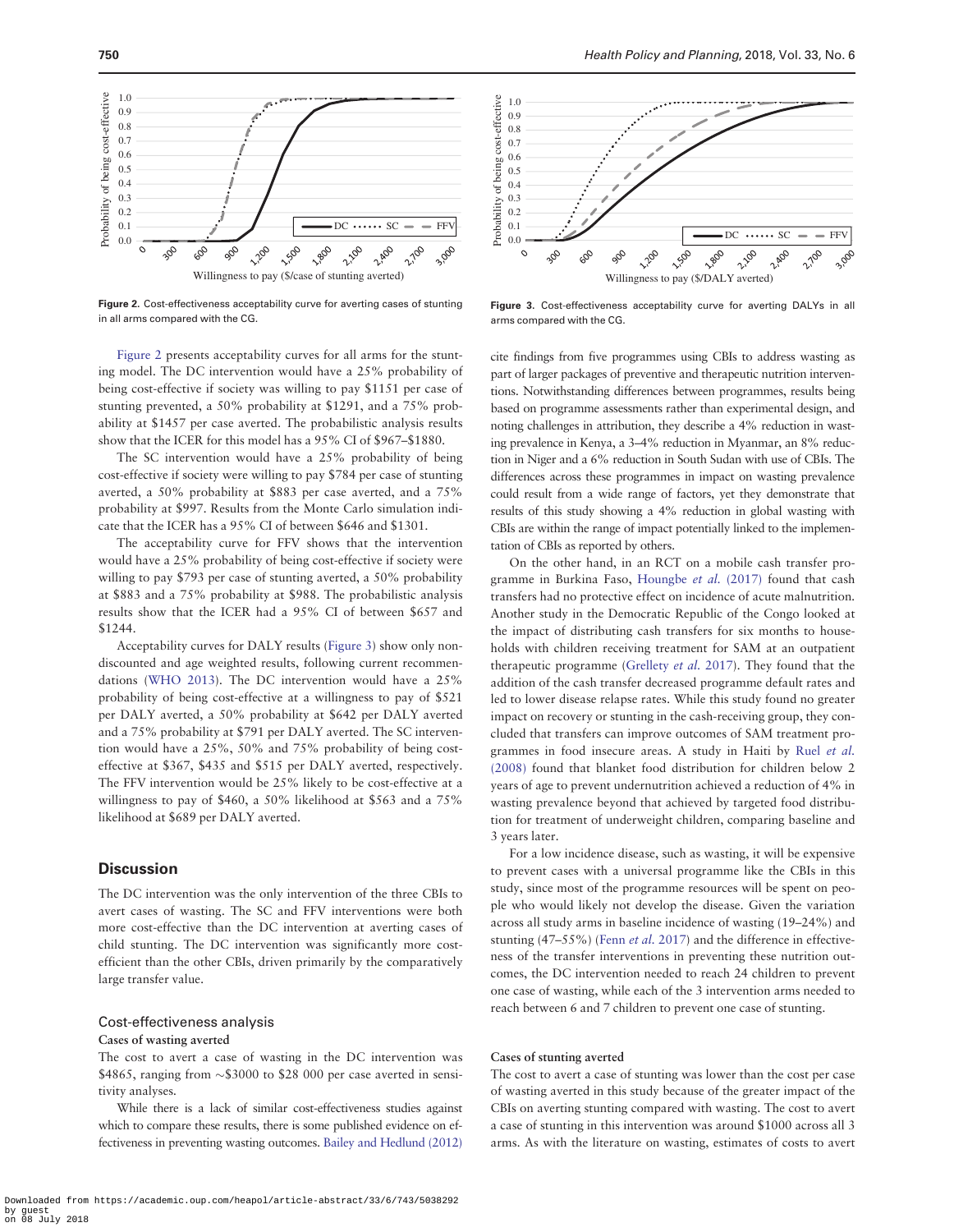Probability of being cost-effective

1.0
0.9
0.8
0.7
0.6
0.5
0.4
0.3
0.2
0.1
0.0

0
300
600
900
1,200
1,500
1,800
2,100
2,400
2,700
3,000

Willingness to pay ($/case of stunting averted)

DC SC FFV

**Figure 2.** Cost-effectiveness acceptability curve for averting cases of stunting in all arms compared with the CG.

Probability of being cost-effective

1.0
0.9
0.8
0.7
0.6
0.5
0.4
0.3
0.2
0.1
0.0

0
300
600
900
1,200
1,500
1,800
2,100
2,400
2,700
3,000

Willingness to pay ($/DALY averted)

DC SC FFV

**Figure 3.** Cost-effectiveness acceptability curve for averting DALYs in all arms compared with the CG.

Figure 2 presents acceptability curves for all arms for the stunting model. The DC intervention would have a 25% probability of being cost-effective if society was willing to pay $1151 per case of stunting prevented, a 50% probability at $1291, and a 75% probability at $1457 per case averted. The probabilistic analysis results show that the ICER for this model has a 95% CI of $967–$1880.

The SC intervention would have a 25% probability of being cost-effective if society were willing to pay $784 per case of stunting averted, a 50% probability at $883 per case averted, and a 75% probability at $997. Results from the Monte Carlo simulation indicate that the ICER has a 95% CI of between $646 and $1301.

The acceptability curve for FFV shows that the intervention would have a 25% probability of being cost-effective if society were willing to pay $793 per case of stunting averted, a 50% probability at $883 and a 75% probability at $988. The probabilistic analysis results show that the ICER had a 95% CI of between $657 and $1244.

Acceptability curves for DALY results (Figure 3) show only non-discounted and age weighted results, following current recommendations (WHO 2013). The DC intervention would have a 25% probability of being cost-effective at a willingness to pay of $521 per DALY averted, a 50% probability at $642 per DALY averted and a 75% probability at $791 per DALY averted. The SC intervention would have a 25%, 50% and 75% probability of being cost-effective at $367, $435 and $515 per DALY averted, respectively. The FFV intervention would be 25% likely to be cost-effective at a willingness to pay of $460, a 50% likelihood at $563 and a 75% likelihood at $689 per DALY averted.

## Discussion

The DC intervention was the only intervention of the three CBIs to avert cases of wasting. The SC and FFV interventions were both more cost-effective than the DC intervention at averting cases of child stunting. The DC intervention was significantly more cost-efficient than the other CBIs, driven primarily by the comparatively large transfer value.

### Cost-effectiveness analysis

#### Cases of wasting averted

The cost to avert a case of wasting in the DC intervention was $4865, ranging from ~$3000 to $28 000 per case averted in sensitivity analyses.

While there is a lack of similar cost-effectiveness studies against which to compare these results, there is some published evidence on effectiveness in preventing wasting outcomes. Bailey and Hedlund (2012) cite findings from five programmes using CBIs to address wasting as part of larger packages of preventive and therapeutic nutrition interventions. Notwithstanding differences between programmes, results being based on programme assessments rather than experimental design, and noting challenges in attribution, they describe a 4% reduction in wasting prevalence in Kenya, a 3–4% reduction in Myanmar, an 8% reduction in Niger and a 6% reduction in South Sudan with use of CBIs. The differences across these programmes in impact on wasting prevalence could result from a wide range of factors, yet they demonstrate that results of this study showing a 4% reduction in global wasting with CBIs are within the range of impact potentially linked to the implementation of CBIs as reported by others.

On the other hand, in an RCT on a mobile cash transfer programme in Burkina Faso, Houngbe *et al.* (2017) found that cash transfers had no protective effect on incidence of acute malnutrition. Another study in the Democratic Republic of the Congo looked at the impact of distributing cash transfers for six months to households with children receiving treatment for SAM at an outpatient therapeutic programme (Grellety *et al.* 2017). They found that the addition of the cash transfer decreased programme default rates and led to lower disease relapse rates. While this study found no greater impact on recovery or stunting in the cash-receiving group, they concluded that transfers can improve outcomes of SAM treatment programmes in food insecure areas. A study in Haiti by Ruel *et al.* (2008) found that blanket food distribution for children below 2 years of age to prevent undernutrition achieved a reduction of 4% in wasting prevalence beyond that achieved by targeted food distribution for treatment of underweight children, comparing baseline and 3 years later.

For a low incidence disease, such as wasting, it will be expensive to prevent cases with a universal programme like the CBIs in this study, since most of the programme resources will be spent on people who would likely not develop the disease. Given the variation across all study arms in baseline incidence of wasting (19–24%) and stunting (47–55%) (Fenn *et al.* 2017) and the difference in effectiveness of the transfer interventions in preventing these nutrition outcomes, the DC intervention needed to reach 24 children to prevent one case of wasting, while each of the 3 intervention arms needed to reach between 6 and 7 children to prevent one case of stunting.

#### Cases of stunting averted

The cost to avert a case of stunting was lower than the cost per case of wasting averted in this study because of the greater impact of the CBIs on averting stunting compared with wasting. The cost to avert a case of stunting in this intervention was around $1000 across all 3 arms. As with the literature on wasting, estimates of costs to avert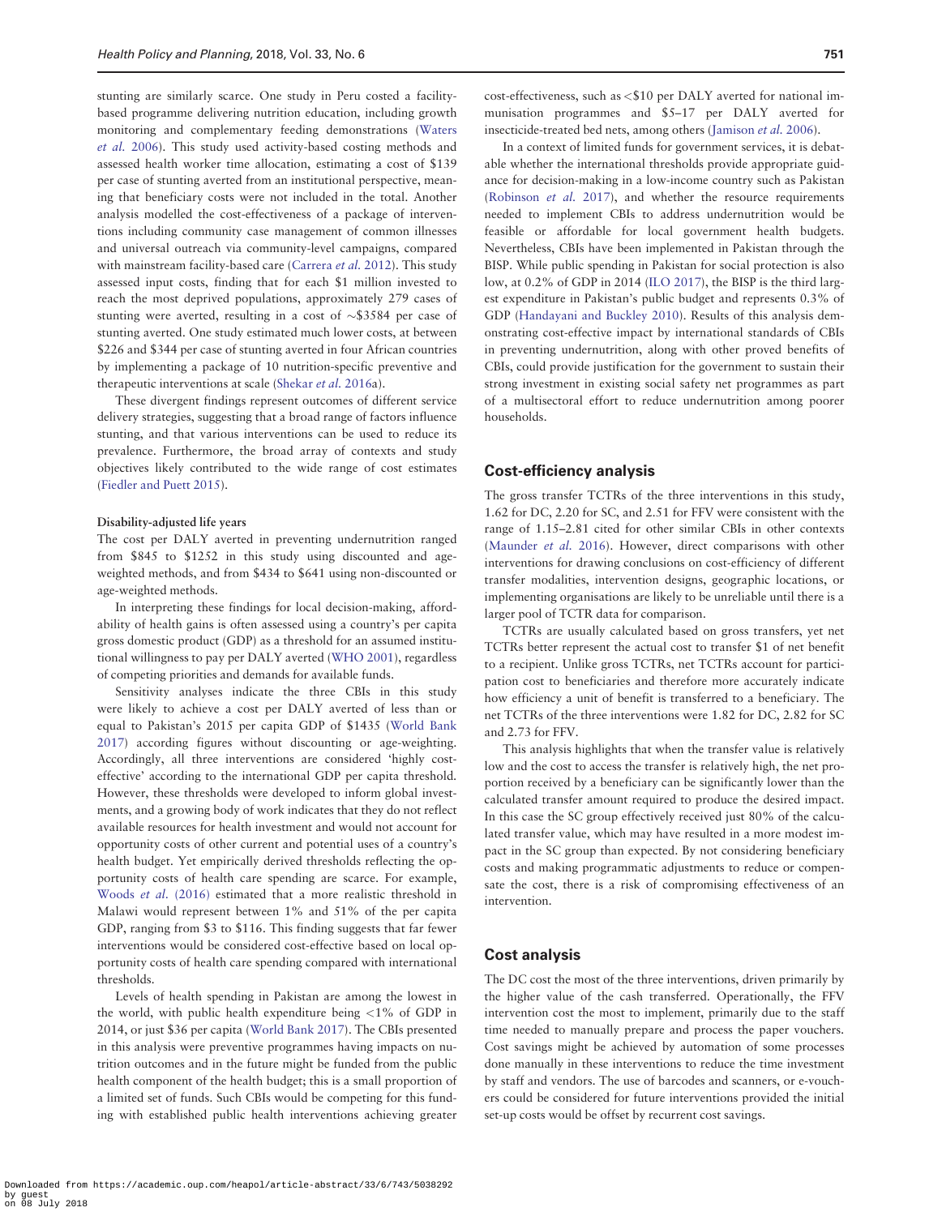stunting are similarly scarce. One study in Peru costed a facility-based programme delivering nutrition education, including growth monitoring and complementary feeding demonstrations (Waters *et al.* 2006). This study used activity-based costing methods and assessed health worker time allocation, estimating a cost of $139 per case of stunting averted from an institutional perspective, meaning that beneficiary costs were not included in the total. Another analysis modelled the cost-effectiveness of a package of interventions including community case management of common illnesses and universal outreach via community-level campaigns, compared with mainstream facility-based care (Carrera *et al.* 2012). This study assessed input costs, finding that for each $1 million invested to reach the most deprived populations, approximately 279 cases of stunting were averted, resulting in a cost of ~$3584 per case of stunting averted. One study estimated much lower costs, at between $226 and $344 per case of stunting averted in four African countries by implementing a package of 10 nutrition-specific preventive and therapeutic interventions at scale (Shekar *et al.* 2016a).

These divergent findings represent outcomes of different service delivery strategies, suggesting that a broad range of factors influence stunting, and that various interventions can be used to reduce its prevalence. Furthermore, the broad array of contexts and study objectives likely contributed to the wide range of cost estimates (Fiedler and Puett 2015).

#### Disability-adjusted life years

The cost per DALY averted in preventing undernutrition ranged from $845 to $1252 in this study using discounted and age-weighted methods, and from $434 to $641 using non-discounted or age-weighted methods.

In interpreting these findings for local decision-making, affordability of health gains is often assessed using a country's per capita gross domestic product (GDP) as a threshold for an assumed institutional willingness to pay per DALY averted (WHO 2001), regardless of competing priorities and demands for available funds.

Sensitivity analyses indicate the three CBIs in this study were likely to achieve a cost per DALY averted of less than or equal to Pakistan's 2015 per capita GDP of $1435 (World Bank 2017) according figures without discounting or age-weighting. Accordingly, all three interventions are considered 'highly cost-effective' according to the international GDP per capita threshold. However, these thresholds were developed to inform global investments, and a growing body of work indicates that they do not reflect available resources for health investment and would not account for opportunity costs of other current and potential uses of a country's health budget. Yet empirically derived thresholds reflecting the opportunity costs of health care spending are scarce. For example, Woods *et al.* (2016) estimated that a more realistic threshold in Malawi would represent between 1% and 51% of the per capita GDP, ranging from $3 to $116. This finding suggests that far fewer interventions would be considered cost-effective based on local opportunity costs of health care spending compared with international thresholds.

Levels of health spending in Pakistan are among the lowest in the world, with public health expenditure being <1% of GDP in 2014, or just $36 per capita (World Bank 2017). The CBIs presented in this analysis were preventive programmes having impacts on nutrition outcomes and in the future might be funded from the public health component of the health budget; this is a small proportion of a limited set of funds. Such CBIs would be competing for this funding with established public health interventions achieving greater cost-effectiveness, such as <$10 per DALY averted for national immunisation programmes and $5–17 per DALY averted for insecticide-treated bed nets, among others (Jamison *et al.* 2006).

In a context of limited funds for government services, it is debatable whether the international thresholds provide appropriate guidance for decision-making in a low-income country such as Pakistan (Robinson *et al.* 2017), and whether the resource requirements needed to implement CBIs to address undernutrition would be feasible or affordable for local government health budgets. Nevertheless, CBIs have been implemented in Pakistan through the BISP. While public spending in Pakistan for social protection is also low, at 0.2% of GDP in 2014 (ILO 2017), the BISP is the third largest expenditure in Pakistan's public budget and represents 0.3% of GDP (Handayani and Buckley 2010). Results of this analysis demonstrating cost-effective impact by international standards of CBIs in preventing undernutrition, along with other proved benefits of CBIs, could provide justification for the government to sustain their strong investment in existing social safety net programmes as part of a multisectoral effort to reduce undernutrition among poorer households.

### Cost-efficiency analysis

The gross transfer TCTRs of the three interventions in this study, 1.62 for DC, 2.20 for SC, and 2.51 for FFV were consistent with the range of 1.15–2.81 cited for other similar CBIs in other contexts (Maunder *et al.* 2016). However, direct comparisons with other interventions for drawing conclusions on cost-efficiency of different transfer modalities, intervention designs, geographic locations, or implementing organisations are likely to be unreliable until there is a larger pool of TCTR data for comparison.

TCTRs are usually calculated based on gross transfers, yet net TCTRs better represent the actual cost to transfer $1 of net benefit to a recipient. Unlike gross TCTRs, net TCTRs account for participation cost to beneficiaries and therefore more accurately indicate how efficiency a unit of benefit is transferred to a beneficiary. The net TCTRs of the three interventions were 1.82 for DC, 2.82 for SC and 2.73 for FFV.

This analysis highlights that when the transfer value is relatively low and the cost to access the transfer is relatively high, the net proportion received by a beneficiary can be significantly lower than the calculated transfer amount required to produce the desired impact. In this case the SC group effectively received just 80% of the calculated transfer value, which may have resulted in a more modest impact in the SC group than expected. By not considering beneficiary costs and making programmatic adjustments to reduce or compensate the cost, there is a risk of compromising effectiveness of an intervention.

### Cost analysis

The DC cost the most of the three interventions, driven primarily by the higher value of the cash transferred. Operationally, the FFV intervention cost the most to implement, primarily due to the staff time needed to manually prepare and process the paper vouchers. Cost savings might be achieved by automation of some processes done manually in these interventions to reduce the time investment by staff and vendors. The use of barcodes and scanners, or e-vouchers could be considered for future interventions provided the initial set-up costs would be offset by recurrent cost savings.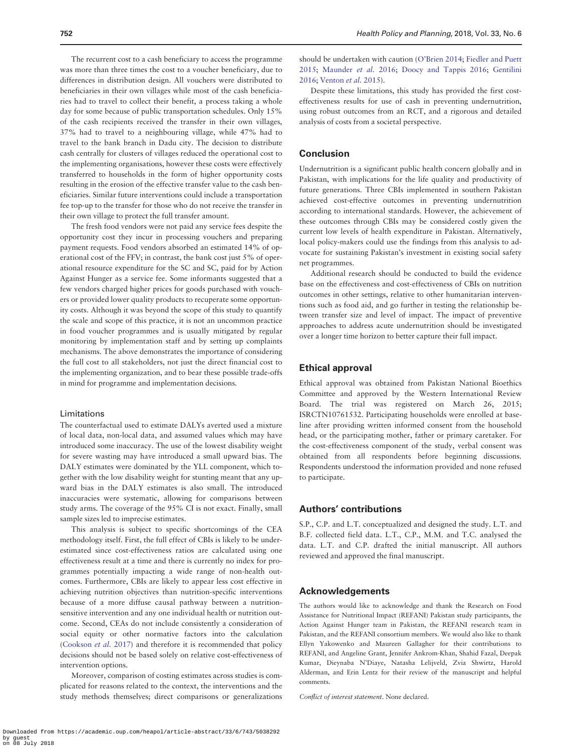The recurrent cost to a cash beneficiary to access the programme was more than three times the cost to a voucher beneficiary, due to differences in distribution design. All vouchers were distributed to beneficiaries in their own villages while most of the cash beneficiaries had to travel to collect their benefit, a process taking a whole day for some because of public transportation schedules. Only 15% of the cash recipients received the transfer in their own villages, 37% had to travel to a neighbouring village, while 47% had to travel to the bank branch in Dadu city. The decision to distribute cash centrally for clusters of villages reduced the operational cost to the implementing organisations, however these costs were effectively transferred to households in the form of higher opportunity costs resulting in the erosion of the effective transfer value to the cash beneficiaries. Similar future interventions could include a transportation fee top-up to the transfer for those who do not receive the transfer in their own village to protect the full transfer amount.

The fresh food vendors were not paid any service fees despite the opportunity cost they incur in processing vouchers and preparing payment requests. Food vendors absorbed an estimated 14% of operational cost of the FFV; in contrast, the bank cost just 5% of operational resource expenditure for the SC and SC, paid for by Action Against Hunger as a service fee. Some informants suggested that a few vendors charged higher prices for goods purchased with vouchers or provided lower quality products to recuperate some opportunity costs. Although it was beyond the scope of this study to quantify the scale and scope of this practice, it is not an uncommon practice in food voucher programmes and is usually mitigated by regular monitoring by implementation staff and by setting up complaints mechanisms. The above demonstrates the importance of considering the full cost to all stakeholders, not just the direct financial cost to the implementing organization, and to bear these possible trade-offs in mind for programme and implementation decisions.

### Limitations

The counterfactual used to estimate DALYs averted used a mixture of local data, non-local data, and assumed values which may have introduced some inaccuracy. The use of the lowest disability weight for severe wasting may have introduced a small upward bias. The DALY estimates were dominated by the YLL component, which together with the low disability weight for stunting meant that any upward bias in the DALY estimates is also small. The introduced inaccuracies were systematic, allowing for comparisons between study arms. The coverage of the 95% CI is not exact. Finally, small sample sizes led to imprecise estimates.

This analysis is subject to specific shortcomings of the CEA methodology itself. First, the full effect of CBIs is likely to be underestimated since cost-effectiveness ratios are calculated using one effectiveness result at a time and there is currently no index for programmes potentially impacting a wide range of non-health outcomes. Furthermore, CBIs are likely to appear less cost effective in achieving nutrition objectives than nutrition-specific interventions because of a more diffuse causal pathway between a nutrition-sensitive intervention and any one individual health or nutrition outcome. Second, CEAs do not include consistently a consideration of social equity or other normative factors into the calculation (Cookson *et al.* 2017) and therefore it is recommended that policy decisions should not be based solely on relative cost-effectiveness of intervention options.

Moreover, comparison of costing estimates across studies is complicated for reasons related to the context, the interventions and the study methods themselves; direct comparisons or generalizations should be undertaken with caution (O'Brien 2014; Fiedler and Puett 2015; Maunder *et al.* 2016; Doocy and Tappis 2016; Gentilini 2016; Venton *et al.* 2015).

Despite these limitations, this study has provided the first cost-effectiveness results for use of cash in preventing undernutrition, using robust outcomes from an RCT, and a rigorous and detailed analysis of costs from a societal perspective.

## Conclusion

Undernutrition is a significant public health concern globally and in Pakistan, with implications for the life quality and productivity of future generations. Three CBIs implemented in southern Pakistan achieved cost-effective outcomes in preventing undernutrition according to international standards. However, the achievement of these outcomes through CBIs may be considered costly given the current low levels of health expenditure in Pakistan. Alternatively, local policy-makers could use the findings from this analysis to advocate for sustaining Pakistan's investment in existing social safety net programmes.

Additional research should be conducted to build the evidence base on the effectiveness and cost-effectiveness of CBIs on nutrition outcomes in other settings, relative to other humanitarian interventions such as food aid, and go further in testing the relationship between transfer size and level of impact. The impact of preventive approaches to address acute undernutrition should be investigated over a longer time horizon to better capture their full impact.

## Ethical approval

Ethical approval was obtained from Pakistan National Bioethics Committee and approved by the Western International Review Board. The trial was registered on March 26, 2015; ISRCTN10761532. Participating households were enrolled at baseline after providing written informed consent from the household head, or the participating mother, father or primary caretaker. For the cost-effectiveness component of the study, verbal consent was obtained from all respondents before beginning discussions. Respondents understood the information provided and none refused to participate.

## Authors' contributions

S.P., C.P. and L.T. conceptualized and designed the study. L.T. and B.F. collected field data. L.T., C.P., M.M. and T.C. analysed the data. L.T. and C.P. drafted the initial manuscript. All authors reviewed and approved the final manuscript.

## Acknowledgements

The authors would like to acknowledge and thank the Research on Food Assistance for Nutritional Impact (REFANI) Pakistan study participants, the Action Against Hunger team in Pakistan, the REFANI research team in Pakistan, and the REFANI consortium members. We would also like to thank Ellyn Yakowenko and Maureen Gallagher for their contributions to REFANI, and Angeline Grant, Jennifer Ankrom-Khan, Shahid Fazal, Deepak Kumar, Dieynaba N'Diaye, Natasha Lelijveld, Zvia Shwirtz, Harold Alderman, and Erin Lentz for their review of the manuscript and helpful comments.

*Conflict of interest statement*. None declared.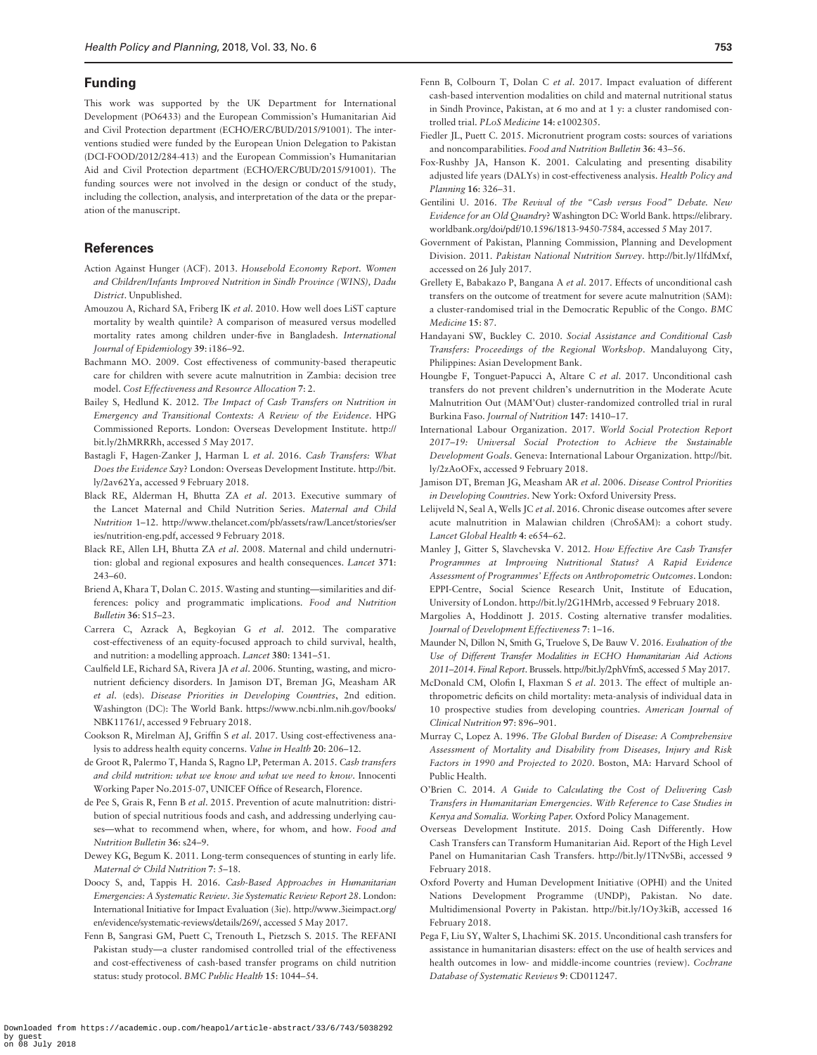## Funding

This work was supported by the UK Department for International Development (PO6433) and the European Commission's Humanitarian Aid and Civil Protection department (ECHO/ERC/BUD/2015/91001). The interventions studied were funded by the European Union Delegation to Pakistan (DCI-FOOD/2012/284-413) and the European Commission's Humanitarian Aid and Civil Protection department (ECHO/ERC/BUD/2015/91001). The funding sources were not involved in the design or conduct of the study, including the collection, analysis, and interpretation of the data or the preparation of the manuscript.

## References

Action Against Hunger (ACF). 2013. *Household Economy Report. Women and Children/Infants Improved Nutrition in Sindh Province (WINS), Dadu District*. Unpublished.

Amouzou A, Richard SA, Friberg IK *et al*. 2010. How well does LiST capture mortality by wealth quintile? A comparison of measured versus modelled mortality rates among children under-five in Bangladesh. *International Journal of Epidemiology* **39**: i186–92.

Bachmann MO. 2009. Cost effectiveness of community-based therapeutic care for children with severe acute malnutrition in Zambia: decision tree model. *Cost Effectiveness and Resource Allocation* **7**: 2.

Bailey S, Hedlund K. 2012. *The Impact of Cash Transfers on Nutrition in Emergency and Transitional Contexts: A Review of the Evidence*. HPG Commissioned Reports. London: Overseas Development Institute. http://bit.ly/2hMRRRh, accessed 5 May 2017.

Bastagli F, Hagen-Zanker J, Harman L *et al*. 2016. *Cash Transfers: What Does the Evidence Say*? London: Overseas Development Institute. http://bit.ly/2av62Ya, accessed 9 February 2018.

Black RE, Alderman H, Bhutta ZA *et al*. 2013. Executive summary of the Lancet Maternal and Child Nutrition Series. *Maternal and Child Nutrition* 1–12. http://www.thelancet.com/pb/assets/raw/Lancet/stories/series/nutrition-eng.pdf, accessed 9 February 2018.

Black RE, Allen LH, Bhutta ZA *et al*. 2008. Maternal and child undernutrition: global and regional exposures and health consequences. *Lancet* **371**: 243–60.

Briend A, Khara T, Dolan C. 2015. Wasting and stunting—similarities and differences: policy and programmatic implications. *Food and Nutrition Bulletin* **36**: S15–23.

Carrera C, Azrack A, Begkoyian G *et al*. 2012. The comparative cost-effectiveness of an equity-focused approach to child survival, health, and nutrition: a modelling approach. *Lancet* **380**: 1341–51.

Caulfield LE, Richard SA, Rivera JA *et al*. 2006. Stunting, wasting, and micronutrient deficiency disorders. In Jamison DT, Breman JG, Measham AR *et al*. (eds). *Disease Priorities in Developing Countries*, 2nd edition. Washington (DC): The World Bank. https://www.ncbi.nlm.nih.gov/books/NBK11761/, accessed 9 February 2018.

Cookson R, Mirelman AJ, Griffin S *et al*. 2017. Using cost-effectiveness analysis to address health equity concerns. *Value in Health* **20**: 206–12.

de Groot R, Palermo T, Handa S, Ragno LP, Peterman A. 2015. *Cash transfers and child nutrition: what we know and what we need to know*. Innocenti Working Paper No.2015-07, UNICEF Office of Research, Florence.

de Pee S, Grais R, Fenn B *et al*. 2015. Prevention of acute malnutrition: distribution of special nutritious foods and cash, and addressing underlying causes—what to recommend when, where, for whom, and how. *Food and Nutrition Bulletin* **36**: s24–9.

Dewey KG, Begum K. 2011. Long-term consequences of stunting in early life. *Maternal & Child Nutrition* **7**: 5–18.

Doocy S, and, Tappis H. 2016. *Cash-Based Approaches in Humanitarian Emergencies: A Systematic Review. 3ie Systematic Review Report 28*. London: International Initiative for Impact Evaluation (3ie). http://www.3ieimpact.org/en/evidence/systematic-reviews/details/269/, accessed 5 May 2017.

Fenn B, Sangrasi GM, Puett C, Trenouth L, Pietzsch S. 2015. The REFANI Pakistan study—a cluster randomised controlled trial of the effectiveness and cost-effectiveness of cash-based transfer programs on child nutrition status: study protocol. *BMC Public Health* **15**: 1044–54.

Fenn B, Colbourn T, Dolan C *et al*. 2017. Impact evaluation of different cash-based intervention modalities on child and maternal nutritional status in Sindh Province, Pakistan, at 6 mo and at 1 y: a cluster randomised controlled trial. *PLoS Medicine* **14**: e1002305.

Fiedler JL, Puett C. 2015. Micronutrient program costs: sources of variations and noncomparabilities. *Food and Nutrition Bulletin* **36**: 43–56.

Fox-Rushby JA, Hanson K. 2001. Calculating and presenting disability adjusted life years (DALYs) in cost-effectiveness analysis. *Health Policy and Planning* **16**: 326–31.

Gentilini U. 2016. *The Revival of the "Cash versus Food" Debate. New Evidence for an Old Quandry*? Washington DC: World Bank. https://elibrary.worldbank.org/doi/pdf/10.1596/1813-9450-7584, accessed 5 May 2017.

Government of Pakistan, Planning Commission, Planning and Development Division. 2011. *Pakistan National Nutrition Survey*. http://bit.ly/1lfdMxf, accessed on 26 July 2017.

Grellety E, Babakazo P, Bangana A *et al*. 2017. Effects of unconditional cash transfers on the outcome of treatment for severe acute malnutrition (SAM): a cluster-randomised trial in the Democratic Republic of the Congo. *BMC Medicine* **15**: 87.

Handayani SW, Buckley C. 2010. *Social Assistance and Conditional Cash Transfers: Proceedings of the Regional Workshop*. Mandaluyong City, Philippines: Asian Development Bank.

Houngbe F, Tonguet-Papucci A, Altare C *et al*. 2017. Unconditional cash transfers do not prevent children's undernutrition in the Moderate Acute Malnutrition Out (MAM'Out) cluster-randomized controlled trial in rural Burkina Faso. *Journal of Nutrition* **147**: 1410–17.

International Labour Organization. 2017. *World Social Protection Report 2017–19: Universal Social Protection to Achieve the Sustainable Development Goals*. Geneva: International Labour Organization. http://bit.ly/2zAoOFx, accessed 9 February 2018.

Jamison DT, Breman JG, Measham AR *et al*. 2006. *Disease Control Priorities in Developing Countries*. New York: Oxford University Press.

Lelijveld N, Seal A, Wells JC *et al*. 2016. Chronic disease outcomes after severe acute malnutrition in Malawian children (ChroSAM): a cohort study. *Lancet Global Health* **4**: e654–62.

Manley J, Gitter S, Slavchevska V. 2012. *How Effective Are Cash Transfer Programmes at Improving Nutritional Status? A Rapid Evidence Assessment of Programmes' Effects on Anthropometric Outcomes*. London: EPPI-Centre, Social Science Research Unit, Institute of Education, University of London. http://bit.ly/2G1HMrb, accessed 9 February 2018.

Margolies A, Hoddinott J. 2015. Costing alternative transfer modalities. *Journal of Development Effectiveness* **7**: 1–16.

Maunder N, Dillon N, Smith G, Truelove S, De Bauw V. 2016. *Evaluation of the Use of Different Transfer Modalities in ECHO Humanitarian Aid Actions 2011–2014. Final Report*. Brussels. http://bit.ly/2phVfmS, accessed 5 May 2017.

McDonald CM, Olofin I, Flaxman S *et al*. 2013. The effect of multiple anthropometric deficits on child mortality: meta-analysis of individual data in 10 prospective studies from developing countries. *American Journal of Clinical Nutrition* **97**: 896–901.

Murray C, Lopez A. 1996. *The Global Burden of Disease: A Comprehensive Assessment of Mortality and Disability from Diseases, Injury and Risk Factors in 1990 and Projected to 2020*. Boston, MA: Harvard School of Public Health.

O'Brien C. 2014. *A Guide to Calculating the Cost of Delivering Cash Transfers in Humanitarian Emergencies. With Reference to Case Studies in Kenya and Somalia. Working Paper.* Oxford Policy Management.

Overseas Development Institute. 2015. Doing Cash Differently. How Cash Transfers can Transform Humanitarian Aid. Report of the High Level Panel on Humanitarian Cash Transfers. http://bit.ly/1TNvSBi, accessed 9 February 2018.

Oxford Poverty and Human Development Initiative (OPHI) and the United Nations Development Programme (UNDP), Pakistan. No date. Multidimensional Poverty in Pakistan. http://bit.ly/1Oy3kiB, accessed 16 February 2018.

Pega F, Liu SY, Walter S, Lhachimi SK. 2015. Unconditional cash transfers for assistance in humanitarian disasters: effect on the use of health services and health outcomes in low- and middle-income countries (review). *Cochrane Database of Systematic Reviews* **9**: CD011247.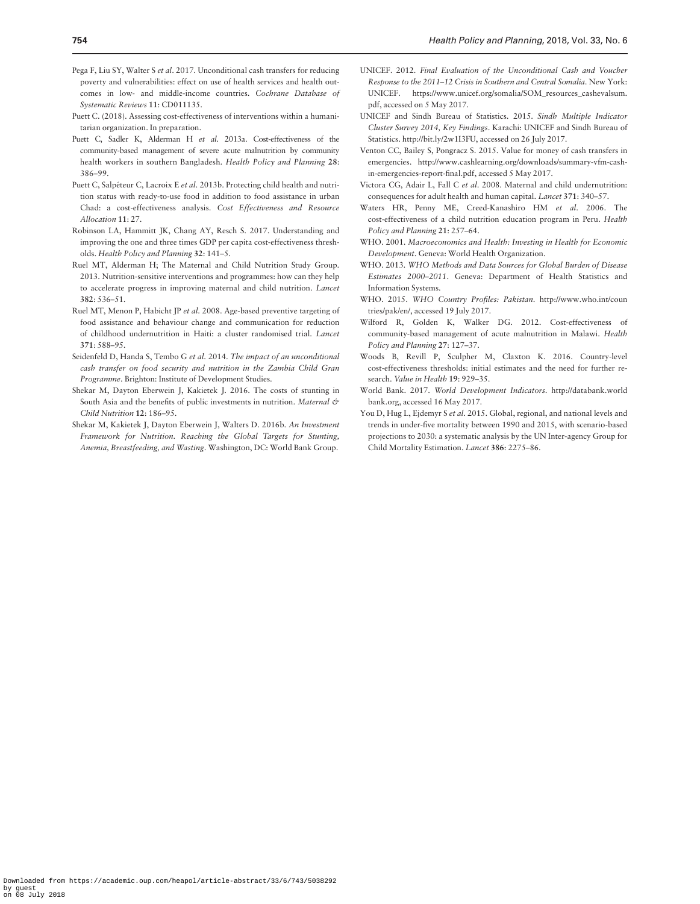Pega F, Liu SY, Walter S *et al*. 2017. Unconditional cash transfers for reducing poverty and vulnerabilities: effect on use of health services and health outcomes in low- and middle-income countries. *Cochrane Database of Systematic Reviews* **11**: CD011135.

Puett C. (2018). Assessing cost-effectiveness of interventions within a humanitarian organization. In preparation.

Puett C, Sadler K, Alderman H *et al*. 2013a. Cost-effectiveness of the community-based management of severe acute malnutrition by community health workers in southern Bangladesh. *Health Policy and Planning* **28**: 386–99.

Puett C, Salpéteur C, Lacroix E *et al*. 2013b. Protecting child health and nutrition status with ready-to-use food in addition to food assistance in urban Chad: a cost-effectiveness analysis. *Cost Effectiveness and Resource Allocation* **11**: 27.

Robinson LA, Hammitt JK, Chang AY, Resch S. 2017. Understanding and improving the one and three times GDP per capita cost-effectiveness thresholds. *Health Policy and Planning* **32**: 141–5.

Ruel MT, Alderman H; The Maternal and Child Nutrition Study Group. 2013. Nutrition-sensitive interventions and programmes: how can they help to accelerate progress in improving maternal and child nutrition. *Lancet* **382**: 536–51.

Ruel MT, Menon P, Habicht JP *et al*. 2008. Age-based preventive targeting of food assistance and behaviour change and communication for reduction of childhood undernutrition in Haiti: a cluster randomised trial. *Lancet* **371**: 588–95.

Seidenfeld D, Handa S, Tembo G *et al*. 2014. *The impact of an unconditional cash transfer on food security and nutrition in the Zambia Child Gran Programme*. Brighton: Institute of Development Studies.

Shekar M, Dayton Eberwein J, Kakietek J. 2016. The costs of stunting in South Asia and the benefits of public investments in nutrition. *Maternal & Child Nutrition* **12**: 186–95.

Shekar M, Kakietek J, Dayton Eberwein J, Walters D. 2016b. *An Investment Framework for Nutrition. Reaching the Global Targets for Stunting, Anemia, Breastfeeding, and Wasting*. Washington, DC: World Bank Group.

UNICEF. 2012. *Final Evaluation of the Unconditional Cash and Voucher Response to the 2011–12 Crisis in Southern and Central Somalia*. New York: UNICEF. https://www.unicef.org/somalia/SOM_resources_cashevalsum.pdf, accessed on 5 May 2017.

UNICEF and Sindh Bureau of Statistics. 2015. *Sindh Multiple Indicator Cluster Survey 2014, Key Findings*. Karachi: UNICEF and Sindh Bureau of Statistics. http://bit.ly/2w1I3FU, accessed on 26 July 2017.

Venton CC, Bailey S, Pongracz S. 2015. Value for money of cash transfers in emergencies. http://www.cashlearning.org/downloads/summary-vfm-cash-in-emergencies-report-final.pdf, accessed 5 May 2017.

Victora CG, Adair L, Fall C *et al*. 2008. Maternal and child undernutrition: consequences for adult health and human capital. *Lancet* **371**: 340–57.

Waters HR, Penny ME, Creed-Kanashiro HM *et al*. 2006. The cost-effectiveness of a child nutrition education program in Peru. *Health Policy and Planning* **21**: 257–64.

WHO. 2001. *Macroeconomics and Health: Investing in Health for Economic Development*. Geneva: World Health Organization.

WHO. 2013. *WHO Methods and Data Sources for Global Burden of Disease Estimates 2000–2011*. Geneva: Department of Health Statistics and Information Systems.

WHO. 2015. *WHO Country Profiles: Pakistan*. http://www.who.int/countries/pak/en/, accessed 19 July 2017.

Wilford R, Golden K, Walker DG. 2012. Cost-effectiveness of community-based management of acute malnutrition in Malawi. *Health Policy and Planning* **27**: 127–37.

Woods B, Revill P, Sculpher M, Claxton K. 2016. Country-level cost-effectiveness thresholds: initial estimates and the need for further research. *Value in Health* **19**: 929–35.

World Bank. 2017. *World Development Indicators*. http://databank.worldbank.org, accessed 16 May 2017.

You D, Hug L, Ejdemyr S *et al*. 2015. Global, regional, and national levels and trends in under-five mortality between 1990 and 2015, with scenario-based projections to 2030: a systematic analysis by the UN Inter-agency Group for Child Mortality Estimation. *Lancet* **386**: 2275–86.